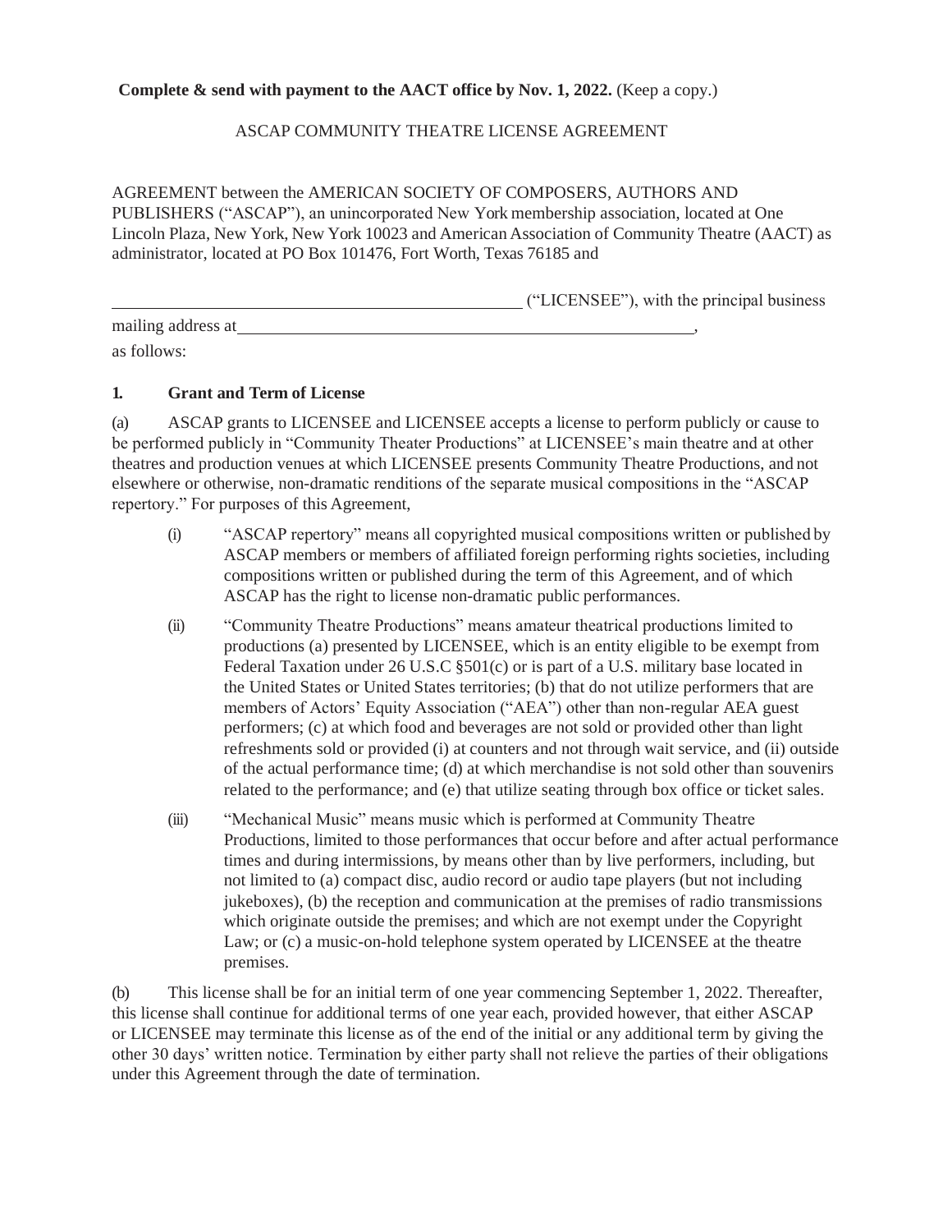**Complete & send with payment to the AACT office by Nov. 1, 2022.** (Keep a copy.)

ASCAP COMMUNITY THEATRE LICENSE AGREEMENT

AGREEMENT between the AMERICAN SOCIETY OF COMPOSERS, AUTHORS AND PUBLISHERS ("ASCAP"), an unincorporated New York membership association, located at One Lincoln Plaza, New York, New York 10023 and American Association of Community Theatre (AACT) as administrator, located at PO Box 101476, Fort Worth, Texas 76185 and

________________________________________ ("LICENSEE"), with the principal business mailing address at ________________________________________,

as follows:

**1. Grant and Term of License**

(a) ASCAP grants to LICENSEE and LICENSEE accepts a license to perform publicly or cause to be performed publicly in "Community Theater Productions" at LICENSEE's main theatre and at other theatres and production venues at which LICENSEE presents Community Theatre Productions, and not elsewhere or otherwise, non-dramatic renditions of the separate musical compositions in the "ASCAP repertory." For purposes of this Agreement,

(i) "ASCAP repertory" means all copyrighted musical compositions written or published by ASCAP members or members of affiliated foreign performing rights societies, including compositions written or published during the term of this Agreement, and of which ASCAP has the right to license non-dramatic public performances.

(ii) "Community Theatre Productions" means amateur theatrical productions limited to productions (a) presented by LICENSEE, which is an entity eligible to be exempt from Federal Taxation under 26 U.S.C §501(c) or is part of a U.S. military base located in the United States or United States territories; (b) that do not utilize performers that are members of Actors' Equity Association ("AEA") other than non-regular AEA guest performers; (c) at which food and beverages are not sold or provided other than light refreshments sold or provided (i) at counters and not through wait service, and (ii) outside of the actual performance time; (d) at which merchandise is not sold other than souvenirs related to the performance; and (e) that utilize seating through box office or ticket sales.

(iii) "Mechanical Music" means music which is performed at Community Theatre Productions, limited to those performances that occur before and after actual performance times and during intermissions, by means other than by live performers, including, but not limited to (a) compact disc, audio record or audio tape players (but not including jukeboxes), (b) the reception and communication at the premises of radio transmissions which originate outside the premises; and which are not exempt under the Copyright Law; or (c) a music-on-hold telephone system operated by LICENSEE at the theatre premises.

(b) This license shall be for an initial term of one year commencing September 1, 2022. Thereafter, this license shall continue for additional terms of one year each, provided however, that either ASCAP or LICENSEE may terminate this license as of the end of the initial or any additional term by giving the other 30 days' written notice. Termination by either party shall not relieve the parties of their obligations under this Agreement through the date of termination.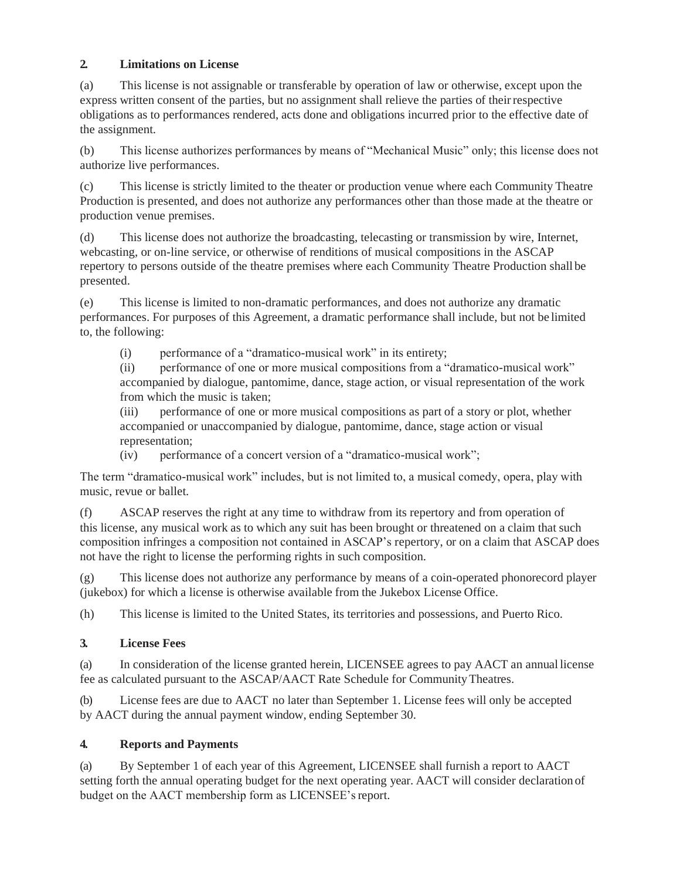## 2. Limitations on License

(a) This license is not assignable or transferable by operation of law or otherwise, except upon the express written consent of the parties, but no assignment shall relieve the parties of their respective obligations as to performances rendered, acts done and obligations incurred prior to the effective date of the assignment.

(b) This license authorizes performances by means of "Mechanical Music" only; this license does not authorize live performances.

(c) This license is strictly limited to the theater or production venue where each Community Theatre Production is presented, and does not authorize any performances other than those made at the theatre or production venue premises.

(d) This license does not authorize the broadcasting, telecasting or transmission by wire, Internet, webcasting, or on-line service, or otherwise of renditions of musical compositions in the ASCAP repertory to persons outside of the theatre premises where each Community Theatre Production shall be presented.

(e) This license is limited to non-dramatic performances, and does not authorize any dramatic performances. For purposes of this Agreement, a dramatic performance shall include, but not be limited to, the following:

- (i) performance of a "dramatico-musical work" in its entirety;
- (ii) performance of one or more musical compositions from a "dramatico-musical work" accompanied by dialogue, pantomime, dance, stage action, or visual representation of the work from which the music is taken;
- (iii) performance of one or more musical compositions as part of a story or plot, whether accompanied or unaccompanied by dialogue, pantomime, dance, stage action or visual representation;
- (iv) performance of a concert version of a "dramatico-musical work";

The term "dramatico-musical work" includes, but is not limited to, a musical comedy, opera, play with music, revue or ballet.

(f) ASCAP reserves the right at any time to withdraw from its repertory and from operation of this license, any musical work as to which any suit has been brought or threatened on a claim that such composition infringes a composition not contained in ASCAP's repertory, or on a claim that ASCAP does not have the right to license the performing rights in such composition.

(g) This license does not authorize any performance by means of a coin-operated phonorecord player (jukebox) for which a license is otherwise available from the Jukebox License Office.

(h) This license is limited to the United States, its territories and possessions, and Puerto Rico.

## 3. License Fees

(a) In consideration of the license granted herein, LICENSEE agrees to pay AACT an annual license fee as calculated pursuant to the ASCAP/AACT Rate Schedule for Community Theatres.

(b) License fees are due to AACT no later than September 1. License fees will only be accepted by AACT during the annual payment window, ending September 30.

## 4. Reports and Payments

(a) By September 1 of each year of this Agreement, LICENSEE shall furnish a report to AACT setting forth the annual operating budget for the next operating year. AACT will consider declaration of budget on the AACT membership form as LICENSEE's report.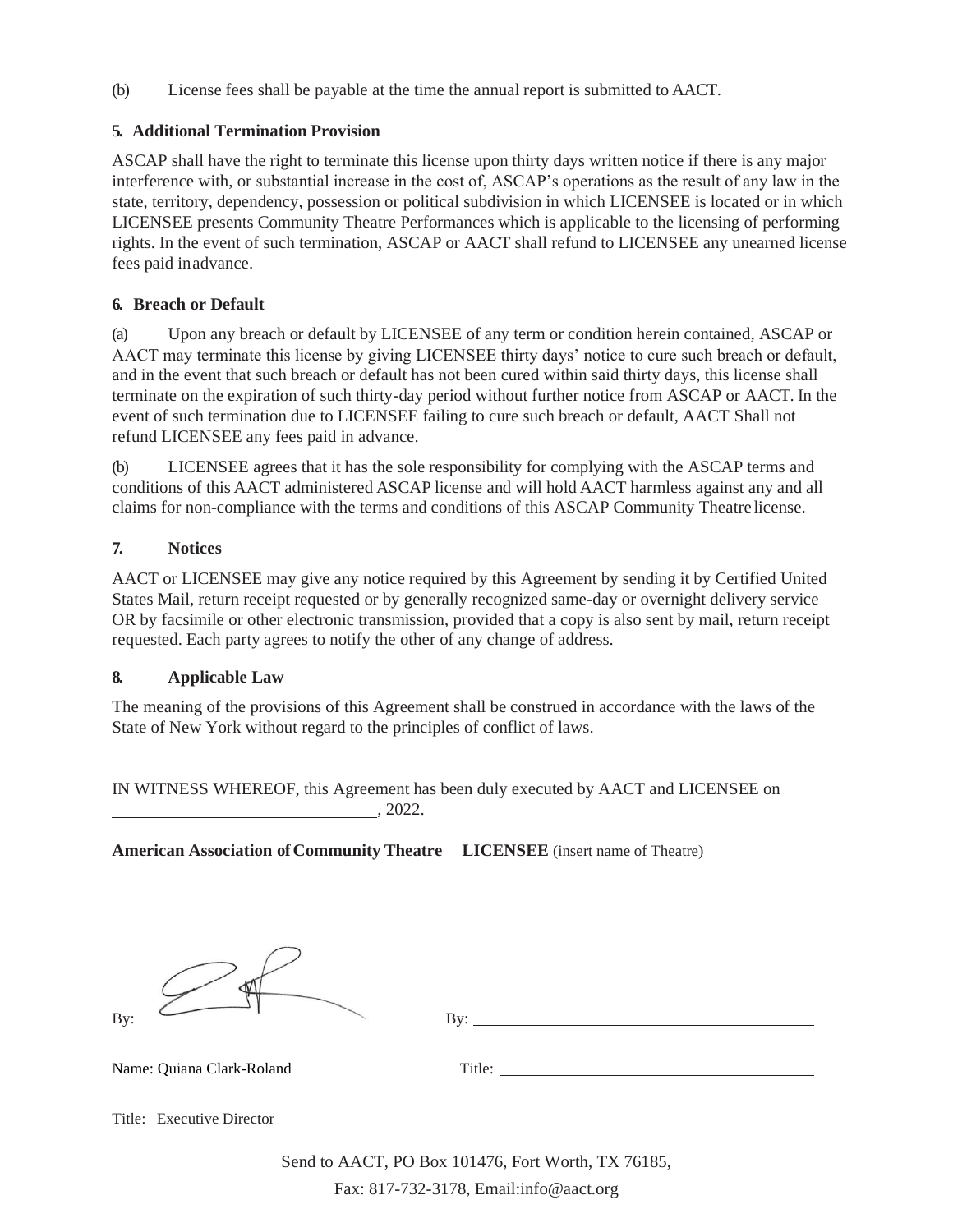(b) License fees shall be payable at the time the annual report is submitted to AACT.

### 5. Additional Termination Provision

ASCAP shall have the right to terminate this license upon thirty days written notice if there is any major interference with, or substantial increase in the cost of, ASCAP's operations as the result of any law in the state, territory, dependency, possession or political subdivision in which LICENSEE is located or in which LICENSEE presents Community Theatre Performances which is applicable to the licensing of performing rights. In the event of such termination, ASCAP or AACT shall refund to LICENSEE any unearned license fees paid in advance.

### 6. Breach or Default

(a) Upon any breach or default by LICENSEE of any term or condition herein contained, ASCAP or AACT may terminate this license by giving LICENSEE thirty days' notice to cure such breach or default, and in the event that such breach or default has not been cured within said thirty days, this license shall terminate on the expiration of such thirty-day period without further notice from ASCAP or AACT. In the event of such termination due to LICENSEE failing to cure such breach or default, AACT Shall not refund LICENSEE any fees paid in advance.

(b) LICENSEE agrees that it has the sole responsibility for complying with the ASCAP terms and conditions of this AACT administered ASCAP license and will hold AACT harmless against any and all claims for non-compliance with the terms and conditions of this ASCAP Community Theatre license.

### 7. Notices

AACT or LICENSEE may give any notice required by this Agreement by sending it by Certified United States Mail, return receipt requested or by generally recognized same-day or overnight delivery service OR by facsimile or other electronic transmission, provided that a copy is also sent by mail, return receipt requested. Each party agrees to notify the other of any change of address.

### 8. Applicable Law

The meaning of the provisions of this Agreement shall be construed in accordance with the laws of the State of New York without regard to the principles of conflict of laws.

IN WITNESS WHEREOF, this Agreement has been duly executed by AACT and LICENSEE on \_\_\_\_\_\_\_\_\_\_\_\_\_\_\_\_\_\_\_\_\_\_\_\_\_\_\_\_, 2022.

**American Association of Community Theatre**

By: [signature]

Name: Quiana Clark-Roland

Title: Executive Director

**LICENSEE** (insert name of Theatre)

\_\_\_\_\_\_\_\_\_\_\_\_\_\_\_\_\_\_\_\_\_\_\_\_\_\_\_\_\_\_\_\_\_\_\_\_\_\_

By: \_\_\_\_\_\_\_\_\_\_\_\_\_\_\_\_\_\_\_\_\_\_\_\_\_\_\_\_\_\_\_\_\_\_\_\_

Title: \_\_\_\_\_\_\_\_\_\_\_\_\_\_\_\_\_\_\_\_\_\_\_\_\_\_\_\_\_\_\_\_\_\_

Send to AACT, PO Box 101476, Fort Worth, TX 76185,

Fax: 817-732-3178, Email:info@aact.org